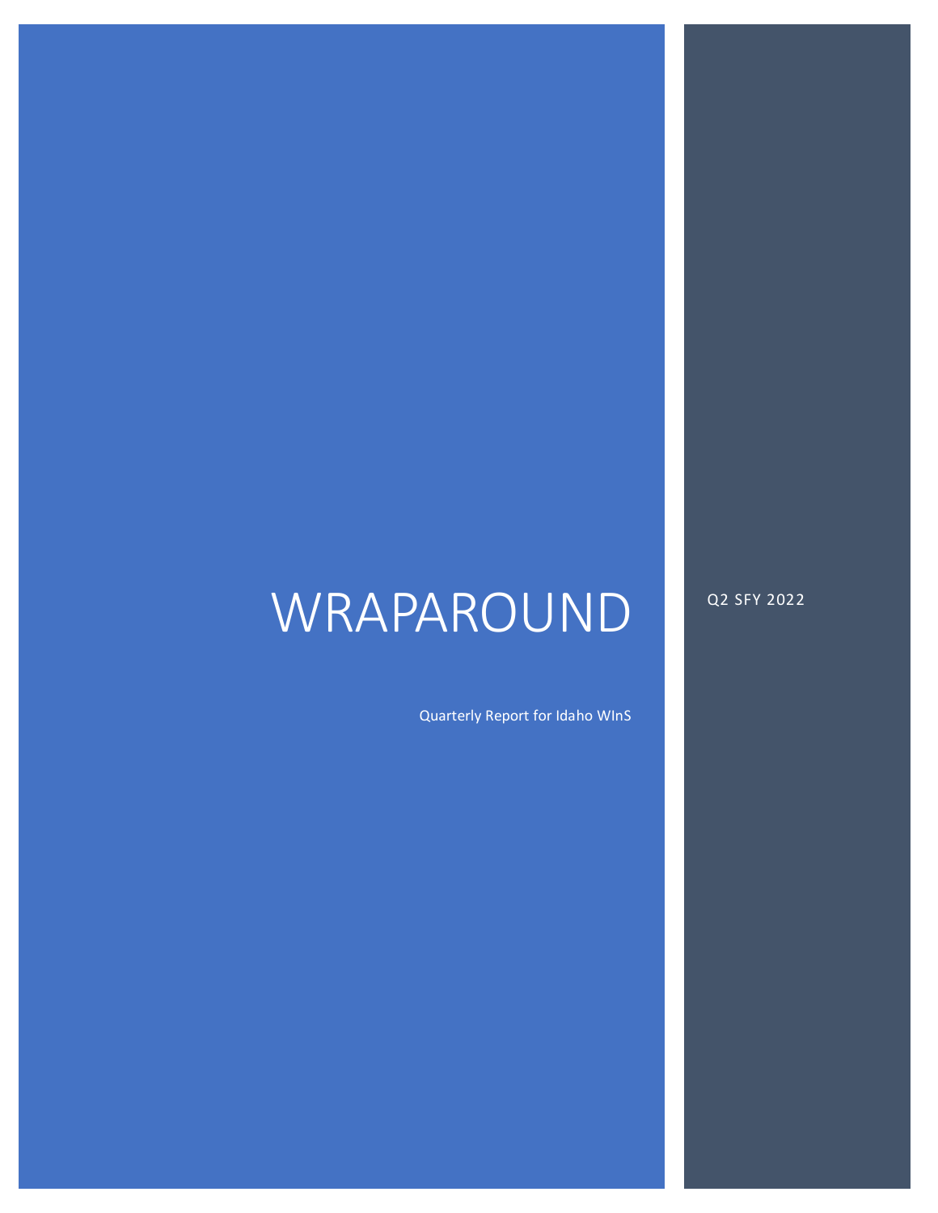# WRAPAROUND

Quarterly Report for Idaho WInS

Q2 SFY 2022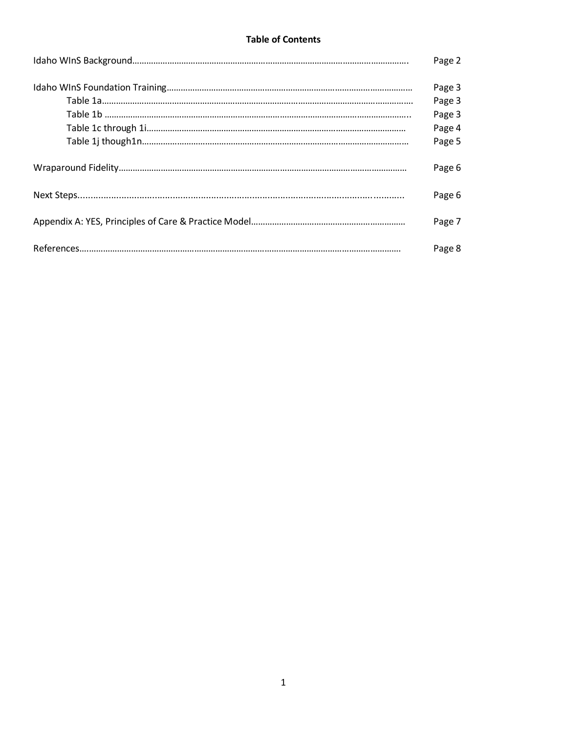**Table of Contents**

| | |
|---|---|
| Idaho WInS Background | Page 2 |
| Idaho WInS Foundation Training | Page 3 |
| Table 1a | Page 3 |
| Table 1b | Page 3 |
| Table 1c through 1i | Page 4 |
| Table 1j though1n | Page 5 |
| Wraparound Fidelity | Page 6 |
| Next Steps | Page 6 |
| Appendix A: YES, Principles of Care & Practice Model | Page 7 |
| References | Page 8 |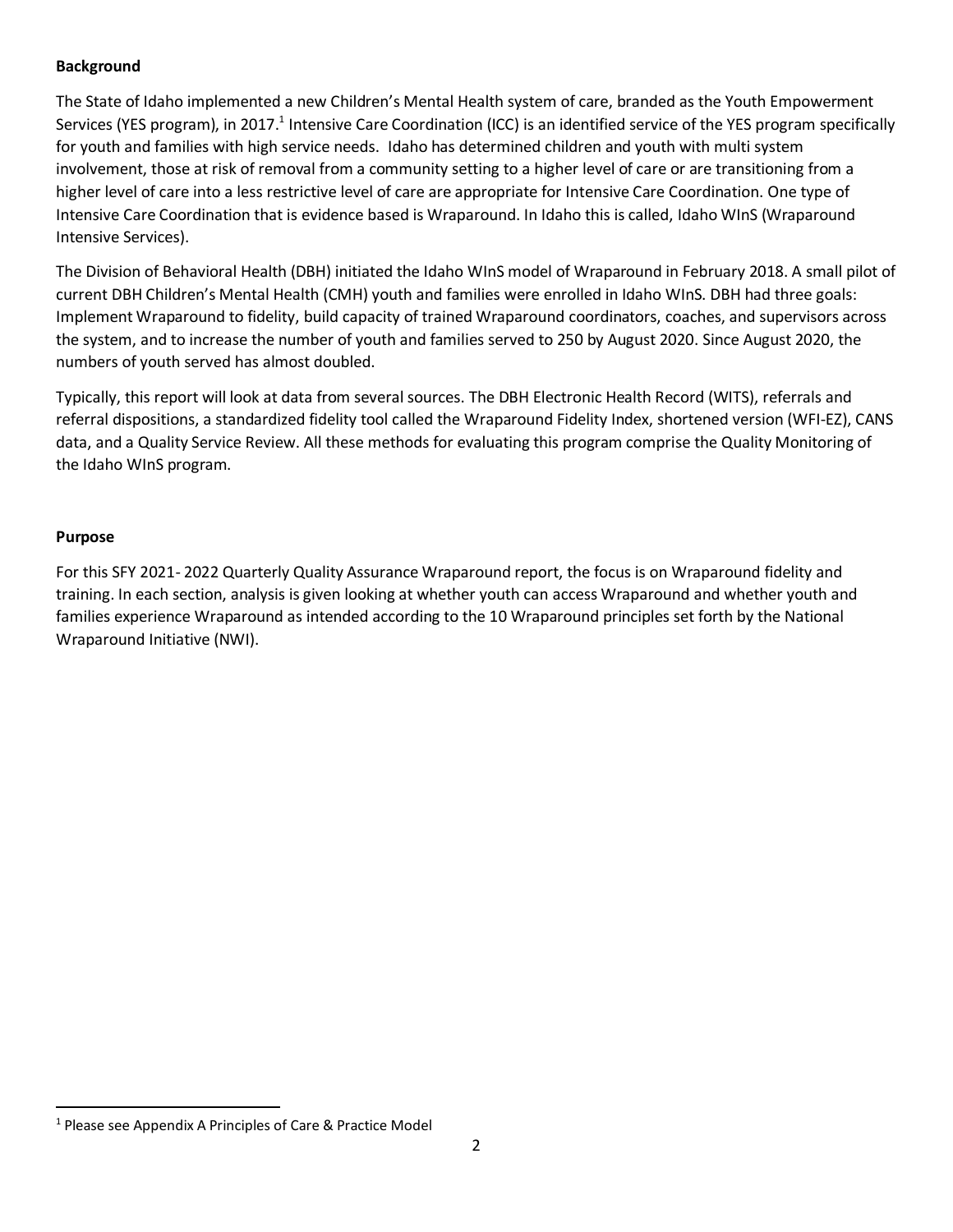**Background**

The State of Idaho implemented a new Children's Mental Health system of care, branded as the Youth Empowerment Services (YES program), in 2017.[1] Intensive Care Coordination (ICC) is an identified service of the YES program specifically for youth and families with high service needs. Idaho has determined children and youth with multi system involvement, those at risk of removal from a community setting to a higher level of care or are transitioning from a higher level of care into a less restrictive level of care are appropriate for Intensive Care Coordination. One type of Intensive Care Coordination that is evidence based is Wraparound. In Idaho this is called, Idaho WInS (Wraparound Intensive Services).

The Division of Behavioral Health (DBH) initiated the Idaho WInS model of Wraparound in February 2018. A small pilot of current DBH Children's Mental Health (CMH) youth and families were enrolled in Idaho WInS. DBH had three goals: Implement Wraparound to fidelity, build capacity of trained Wraparound coordinators, coaches, and supervisors across the system, and to increase the number of youth and families served to 250 by August 2020. Since August 2020, the numbers of youth served has almost doubled.

Typically, this report will look at data from several sources. The DBH Electronic Health Record (WITS), referrals and referral dispositions, a standardized fidelity tool called the Wraparound Fidelity Index, shortened version (WFI-EZ), CANS data, and a Quality Service Review. All these methods for evaluating this program comprise the Quality Monitoring of the Idaho WInS program.

**Purpose**

For this SFY 2021- 2022 Quarterly Quality Assurance Wraparound report, the focus is on Wraparound fidelity and training. In each section, analysis is given looking at whether youth can access Wraparound and whether youth and families experience Wraparound as intended according to the 10 Wraparound principles set forth by the National Wraparound Initiative (NWI).

[1] Please see Appendix A Principles of Care & Practice Model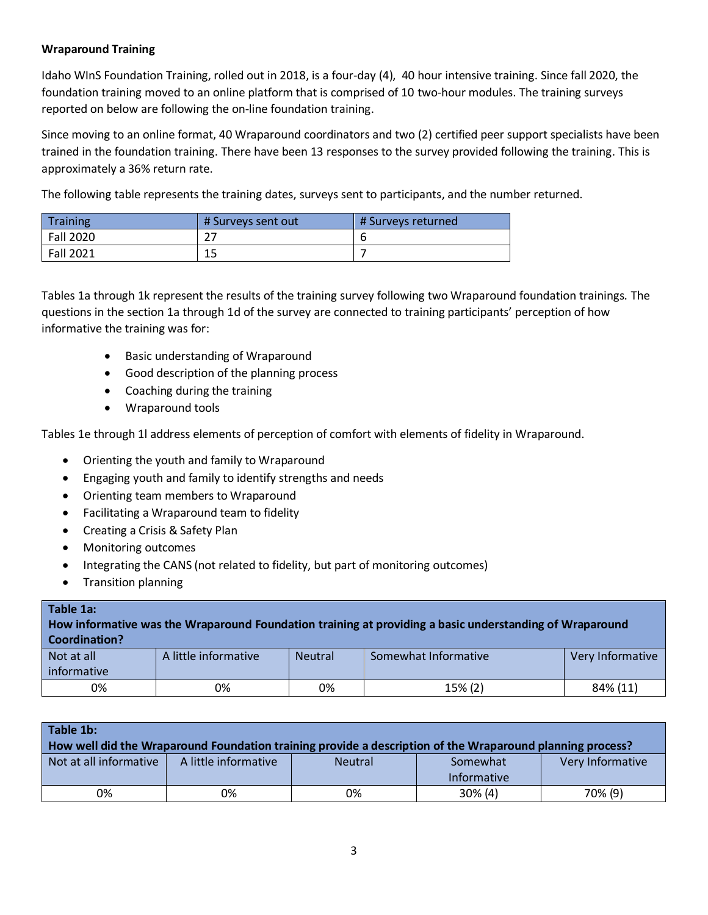**Wraparound Training**

Idaho WInS Foundation Training, rolled out in 2018, is a four-day (4), 40 hour intensive training. Since fall 2020, the foundation training moved to an online platform that is comprised of 10 two-hour modules. The training surveys reported on below are following the on-line foundation training.

Since moving to an online format, 40 Wraparound coordinators and two (2) certified peer support specialists have been trained in the foundation training. There have been 13 responses to the survey provided following the training. This is approximately a 36% return rate.

The following table represents the training dates, surveys sent to participants, and the number returned.

| Training | # Surveys sent out | # Surveys returned |
|---|---|---|
| Fall 2020 | 27 | 6 |
| Fall 2021 | 15 | 7 |

Tables 1a through 1k represent the results of the training survey following two Wraparound foundation trainings. The questions in the section 1a through 1d of the survey are connected to training participants' perception of how informative the training was for:

- Basic understanding of Wraparound
- Good description of the planning process
- Coaching during the training
- Wraparound tools

Tables 1e through 1l address elements of perception of comfort with elements of fidelity in Wraparound.

- Orienting the youth and family to Wraparound
- Engaging youth and family to identify strengths and needs
- Orienting team members to Wraparound
- Facilitating a Wraparound team to fidelity
- Creating a Crisis & Safety Plan
- Monitoring outcomes
- Integrating the CANS (not related to fidelity, but part of monitoring outcomes)
- Transition planning

**Table 1a:**
**How informative was the Wraparound Foundation training at providing a basic understanding of Wraparound Coordination?**

| Not at all informative | A little informative | Neutral | Somewhat Informative | Very Informative |
|---|---|---|---|---|
| 0% | 0% | 0% | 15% (2) | 84% (11) |

**Table 1b:**
**How well did the Wraparound Foundation training provide a description of the Wraparound planning process?**

| Not at all informative | A little informative | Neutral | Somewhat Informative | Very Informative |
|---|---|---|---|---|
| 0% | 0% | 0% | 30% (4) | 70% (9) |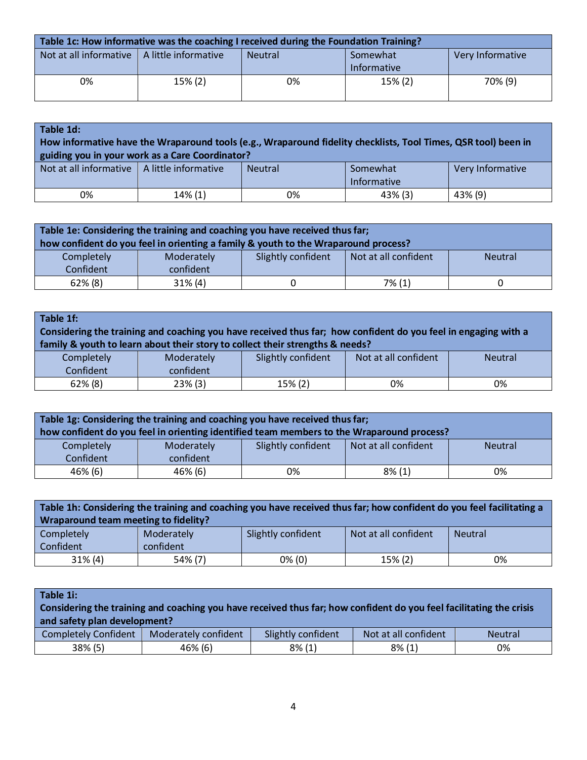| Table 1c: How informative was the coaching I received during the Foundation Training? | | | | |
|---|---|---|---|---|
| Not at all informative | A little informative | Neutral | Somewhat Informative | Very Informative |
| 0% | 15% (2) | 0% | 15% (2) | 70% (9) |

| Table 1d: How informative have the Wraparound tools (e.g., Wraparound fidelity checklists, Tool Times, QSR tool) been in guiding you in your work as a Care Coordinator? | | | | |
|---|---|---|---|---|
| Not at all informative | A little informative | Neutral | Somewhat Informative | Very Informative |
| 0% | 14% (1) | 0% | 43% (3) | 43% (9) |

| Table 1e: Considering the training and coaching you have received thus far; how confident do you feel in orienting a family & youth to the Wraparound process? | | | | |
|---|---|---|---|---|
| Completely Confident | Moderately confident | Slightly confident | Not at all confident | Neutral |
| 62% (8) | 31% (4) | 0 | 7% (1) | 0 |

| Table 1f: Considering the training and coaching you have received thus far; how confident do you feel in engaging with a family & youth to learn about their story to collect their strengths & needs? | | | | |
|---|---|---|---|---|
| Completely Confident | Moderately confident | Slightly confident | Not at all confident | Neutral |
| 62% (8) | 23% (3) | 15% (2) | 0% | 0% |

| Table 1g: Considering the training and coaching you have received thus far; how confident do you feel in orienting identified team members to the Wraparound process? | | | | |
|---|---|---|---|---|
| Completely Confident | Moderately confident | Slightly confident | Not at all confident | Neutral |
| 46% (6) | 46% (6) | 0% | 8% (1) | 0% |

| Table 1h: Considering the training and coaching you have received thus far; how confident do you feel facilitating a Wraparound team meeting to fidelity? | | | | |
|---|---|---|---|---|
| Completely Confident | Moderately confident | Slightly confident | Not at all confident | Neutral |
| 31% (4) | 54% (7) | 0% (0) | 15% (2) | 0% |

| Table 1i: Considering the training and coaching you have received thus far; how confident do you feel facilitating the crisis and safety plan development? | | | | |
|---|---|---|---|---|
| Completely Confident | Moderately confident | Slightly confident | Not at all confident | Neutral |
| 38% (5) | 46% (6) | 8% (1) | 8% (1) | 0% |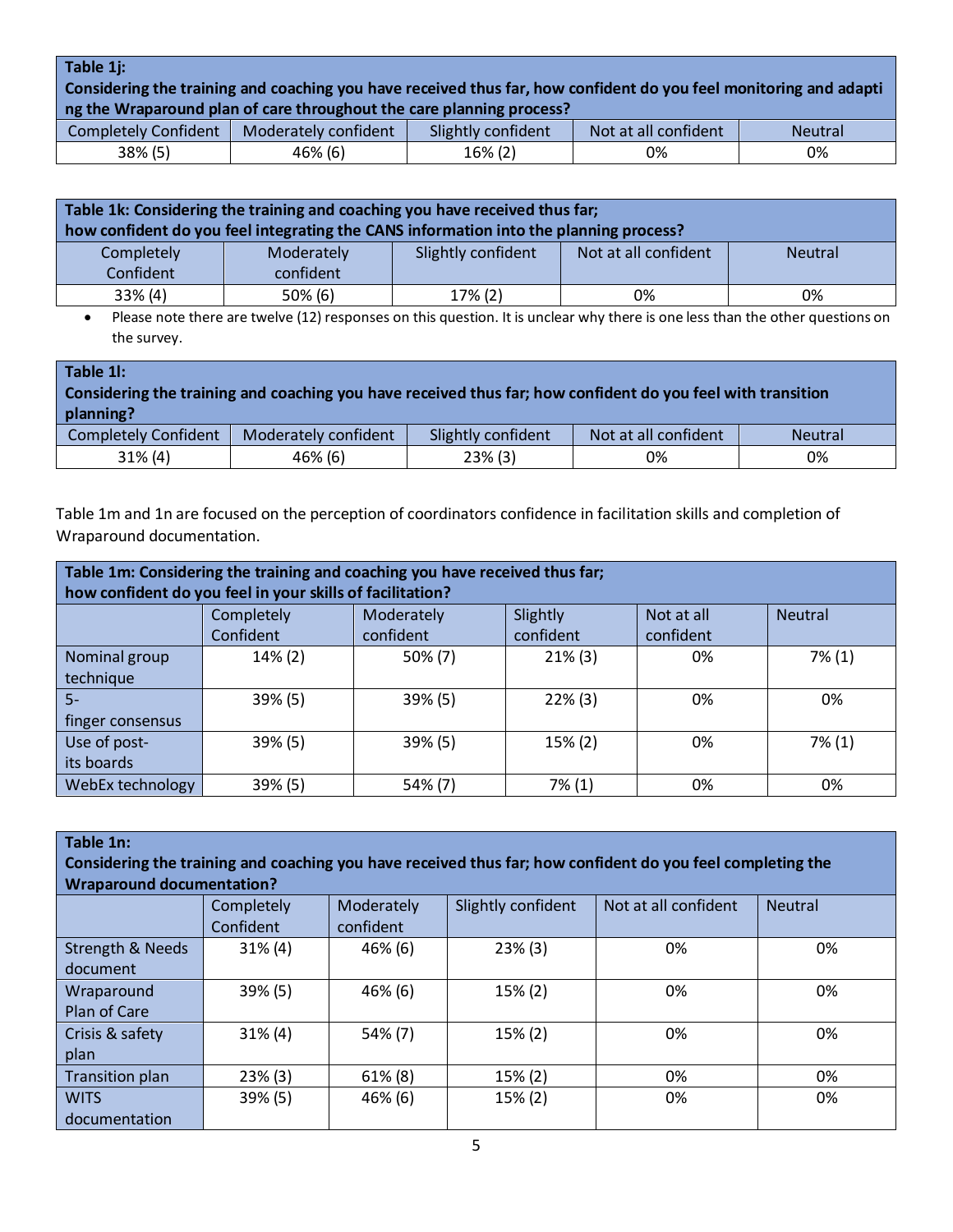| **Table 1j:**<br>**Considering the training and coaching you have received thus far, how confident do you feel monitoring and adapting the Wraparound plan of care throughout the care planning process?** | | | | |
|---|---|---|---|---|
| Completely Confident | Moderately confident | Slightly confident | Not at all confident | Neutral |
| 38% (5) | 46% (6) | 16% (2) | 0% | 0% |

| **Table 1k: Considering the training and coaching you have received thus far;**<br>**how confident do you feel integrating the CANS information into the planning process?** | | | | |
|---|---|---|---|---|
| Completely Confident | Moderately confident | Slightly confident | Not at all confident | Neutral |
| 33% (4) | 50% (6) | 17% (2) | 0% | 0% |

- Please note there are twelve (12) responses on this question. It is unclear why there is one less than the other questions on the survey.

| **Table 1l:**<br>**Considering the training and coaching you have received thus far; how confident do you feel with transition planning?** | | | | |
|---|---|---|---|---|
| Completely Confident | Moderately confident | Slightly confident | Not at all confident | Neutral |
| 31% (4) | 46% (6) | 23% (3) | 0% | 0% |

Table 1m and 1n are focused on the perception of coordinators confidence in facilitation skills and completion of Wraparound documentation.

| **Table 1m: Considering the training and coaching you have received thus far;**<br>**how confident do you feel in your skills of facilitation?** | | | | | |
|---|---|---|---|---|---|
| | Completely Confident | Moderately confident | Slightly confident | Not at all confident | Neutral |
| Nominal group technique | 14% (2) | 50% (7) | 21% (3) | 0% | 7% (1) |
| 5-finger consensus | 39% (5) | 39% (5) | 22% (3) | 0% | 0% |
| Use of post-its boards | 39% (5) | 39% (5) | 15% (2) | 0% | 7% (1) |
| WebEx technology | 39% (5) | 54% (7) | 7% (1) | 0% | 0% |

| **Table 1n:**<br>**Considering the training and coaching you have received thus far; how confident do you feel completing the Wraparound documentation?** | | | | | |
|---|---|---|---|---|---|
| | Completely Confident | Moderately confident | Slightly confident | Not at all confident | Neutral |
| Strength & Needs document | 31% (4) | 46% (6) | 23% (3) | 0% | 0% |
| Wraparound Plan of Care | 39% (5) | 46% (6) | 15% (2) | 0% | 0% |
| Crisis & safety plan | 31% (4) | 54% (7) | 15% (2) | 0% | 0% |
| Transition plan | 23% (3) | 61% (8) | 15% (2) | 0% | 0% |
| WITS documentation | 39% (5) | 46% (6) | 15% (2) | 0% | 0% |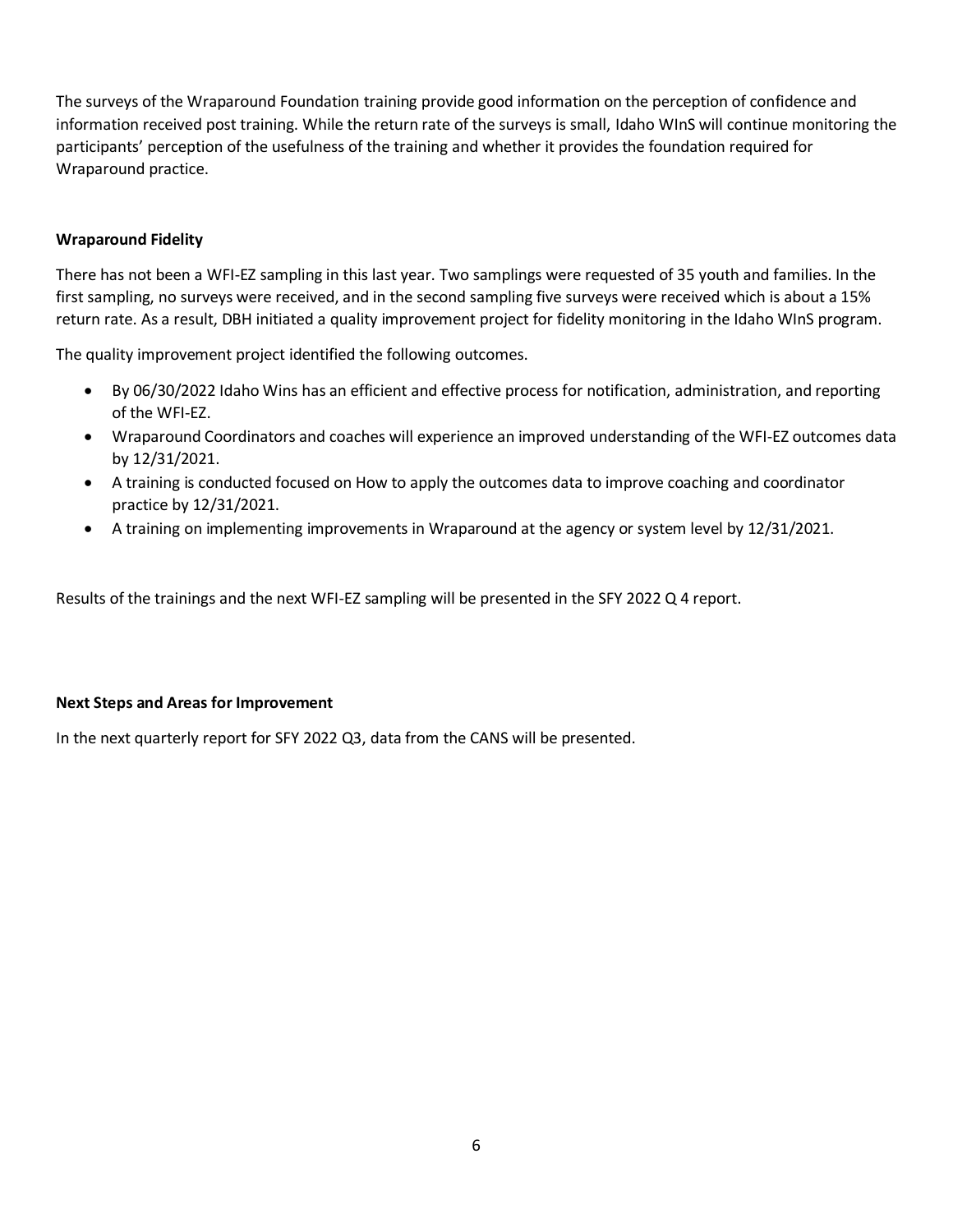The surveys of the Wraparound Foundation training provide good information on the perception of confidence and information received post training. While the return rate of the surveys is small, Idaho WInS will continue monitoring the participants' perception of the usefulness of the training and whether it provides the foundation required for Wraparound practice.

**Wraparound Fidelity**

There has not been a WFI-EZ sampling in this last year. Two samplings were requested of 35 youth and families. In the first sampling, no surveys were received, and in the second sampling five surveys were received which is about a 15% return rate. As a result, DBH initiated a quality improvement project for fidelity monitoring in the Idaho WInS program.

The quality improvement project identified the following outcomes.

- By 06/30/2022 Idaho Wins has an efficient and effective process for notification, administration, and reporting of the WFI-EZ.
- Wraparound Coordinators and coaches will experience an improved understanding of the WFI-EZ outcomes data by 12/31/2021.
- A training is conducted focused on How to apply the outcomes data to improve coaching and coordinator practice by 12/31/2021.
- A training on implementing improvements in Wraparound at the agency or system level by 12/31/2021.

Results of the trainings and the next WFI-EZ sampling will be presented in the SFY 2022 Q 4 report.

**Next Steps and Areas for Improvement**

In the next quarterly report for SFY 2022 Q3, data from the CANS will be presented.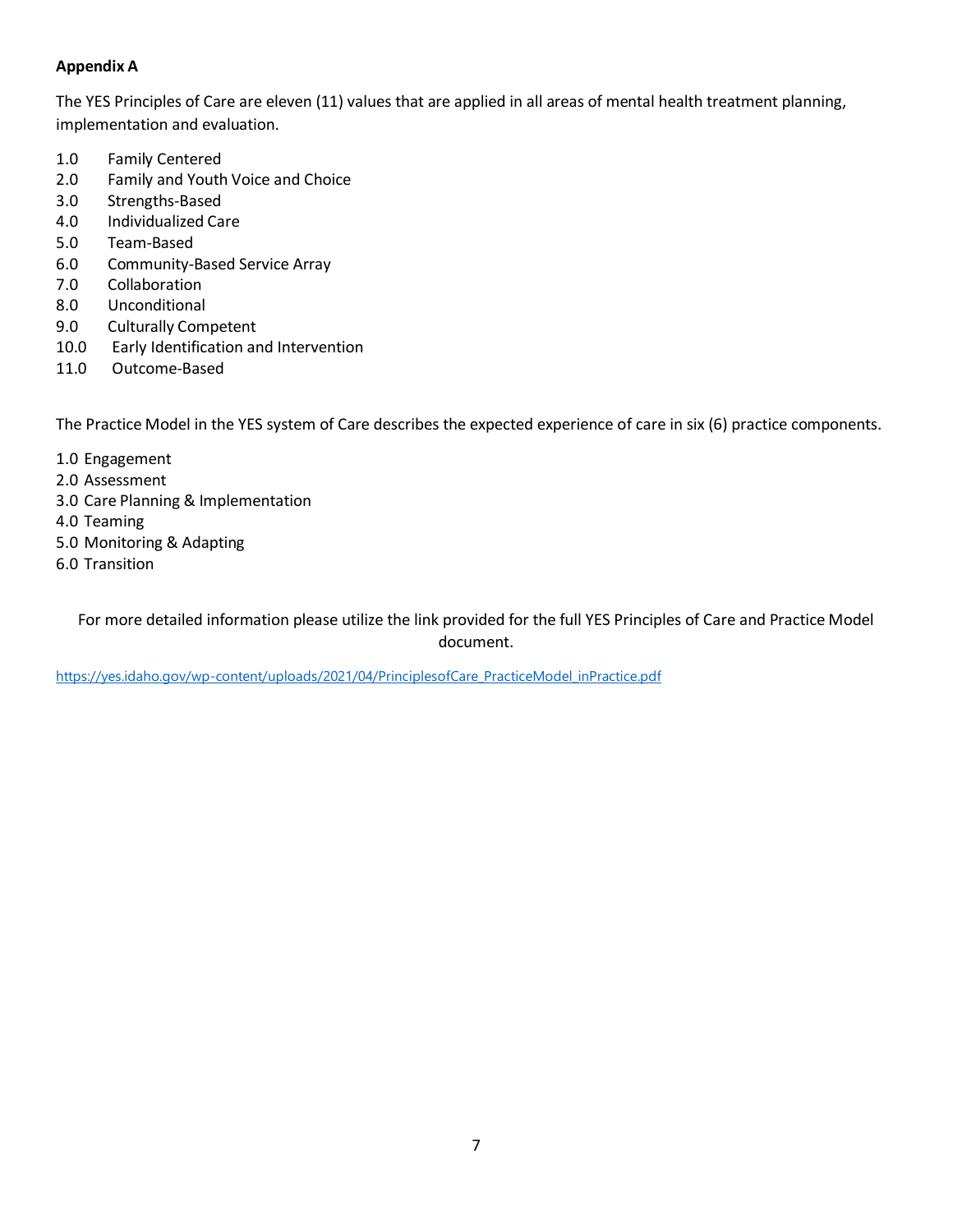**Appendix A**

The YES Principles of Care are eleven (11) values that are applied in all areas of mental health treatment planning, implementation and evaluation.

1.0 Family Centered
2.0 Family and Youth Voice and Choice
3.0 Strengths-Based
4.0 Individualized Care
5.0 Team-Based
6.0 Community-Based Service Array
7.0 Collaboration
8.0 Unconditional
9.0 Culturally Competent
10.0 Early Identification and Intervention
11.0 Outcome-Based

The Practice Model in the YES system of Care describes the expected experience of care in six (6) practice components.

1.0 Engagement
2.0 Assessment
3.0 Care Planning & Implementation
4.0 Teaming
5.0 Monitoring & Adapting
6.0 Transition

For more detailed information please utilize the link provided for the full YES Principles of Care and Practice Model document.

https://yes.idaho.gov/wp-content/uploads/2021/04/PrinciplesofCare_PracticeModel_inPractice.pdf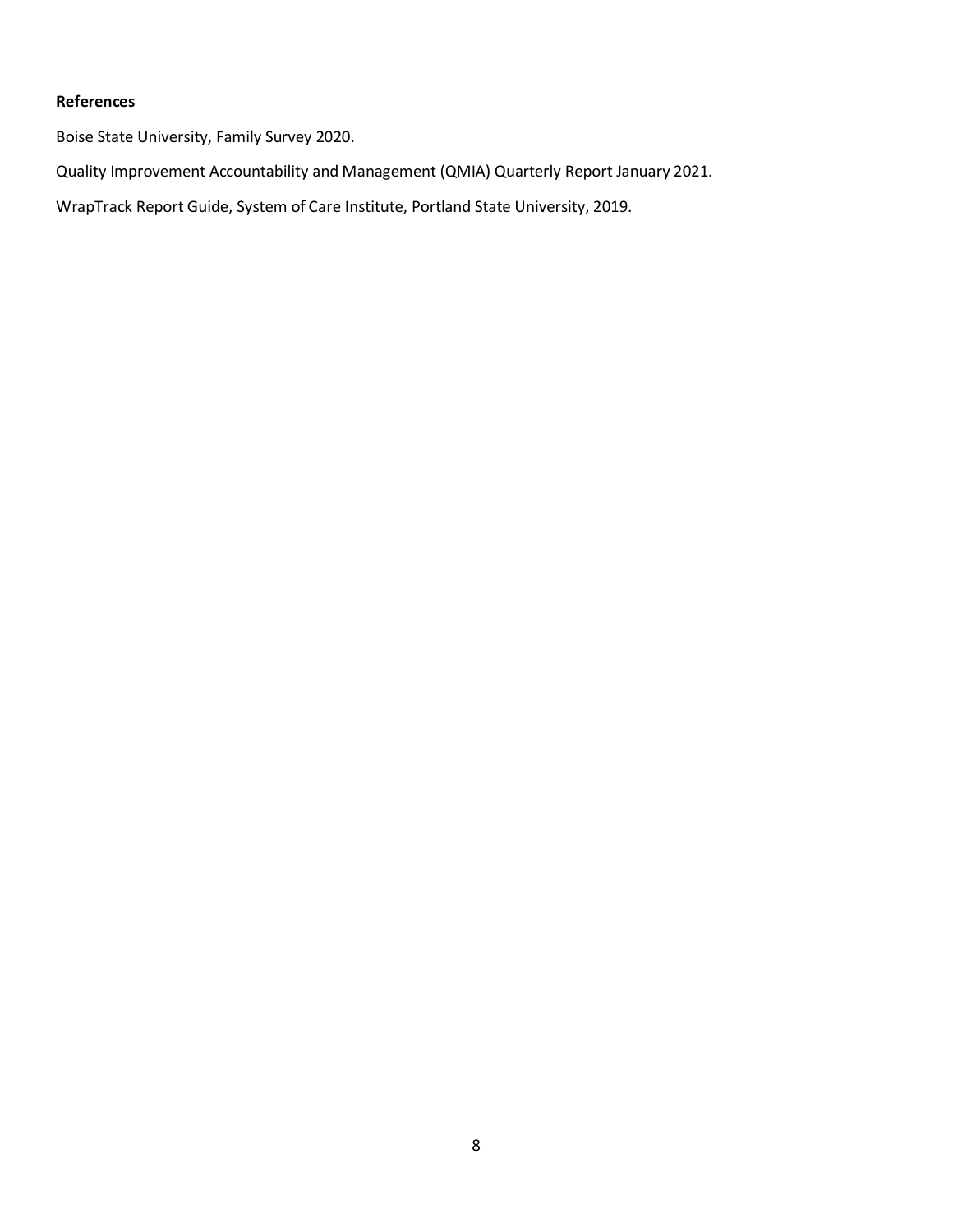**References**

Boise State University, Family Survey 2020.

Quality Improvement Accountability and Management (QMIA) Quarterly Report January 2021.

WrapTrack Report Guide, System of Care Institute, Portland State University, 2019.